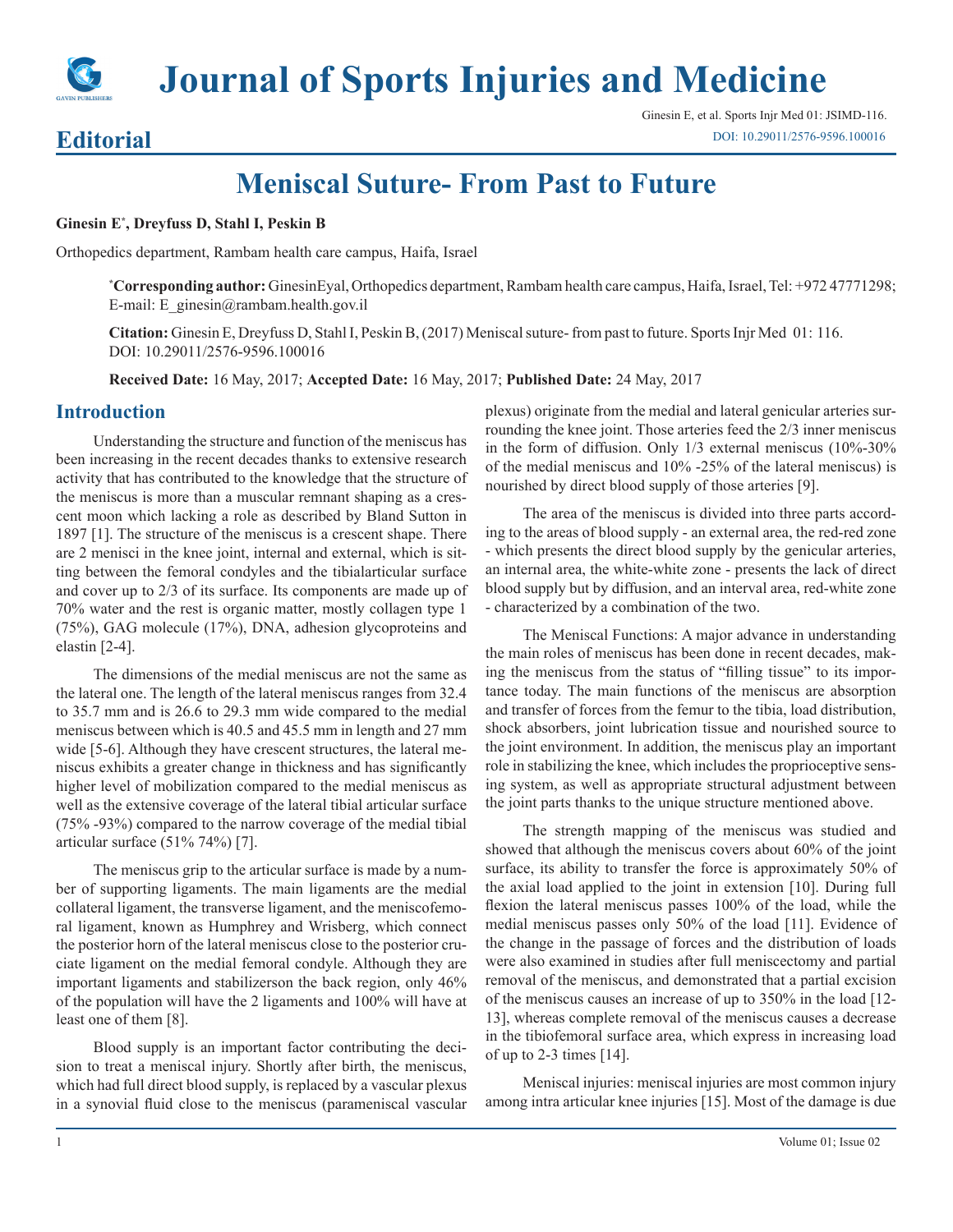# Journal of Sports Injuries and Medicine

## Editorial

Ginesin E, et al. Sports Injr Med 01: JSIMD-116.
DOI: 10.29011/2576-9596.100016

# Meniscal Suture- From Past to Future

**Ginesin E*, Dreyfuss D, Stahl I, Peskin B**

Orthopedics department, Rambam health care campus, Haifa, Israel

***Corresponding author:** GinesinEyal, Orthopedics department, Rambam health care campus, Haifa, Israel, Tel: +972 47771298; E-mail: E_ginesin@rambam.health.gov.il

**Citation:** Ginesin E, Dreyfuss D, Stahl I, Peskin B, (2017) Meniscal suture- from past to future. Sports Injr Med 01: 116. DOI: 10.29011/2576-9596.100016

**Received Date:** 16 May, 2017; **Accepted Date:** 16 May, 2017; **Published Date:** 24 May, 2017

## Introduction

Understanding the structure and function of the meniscus has been increasing in the recent decades thanks to extensive research activity that has contributed to the knowledge that the structure of the meniscus is more than a muscular remnant shaping as a crescent moon which lacking a role as described by Bland Sutton in 1897 [1]. The structure of the meniscus is a crescent shape. There are 2 menisci in the knee joint, internal and external, which is sitting between the femoral condyles and the tibialarticular surface and cover up to 2/3 of its surface. Its components are made up of 70% water and the rest is organic matter, mostly collagen type 1 (75%), GAG molecule (17%), DNA, adhesion glycoproteins and elastin [2-4].

The dimensions of the medial meniscus are not the same as the lateral one. The length of the lateral meniscus ranges from 32.4 to 35.7 mm and is 26.6 to 29.3 mm wide compared to the medial meniscus between which is 40.5 and 45.5 mm in length and 27 mm wide [5-6]. Although they have crescent structures, the lateral meniscus exhibits a greater change in thickness and has significantly higher level of mobilization compared to the medial meniscus as well as the extensive coverage of the lateral tibial articular surface (75% -93%) compared to the narrow coverage of the medial tibial articular surface (51% 74%) [7].

The meniscus grip to the articular surface is made by a number of supporting ligaments. The main ligaments are the medial collateral ligament, the transverse ligament, and the meniscofemoral ligament, known as Humphrey and Wrisberg, which connect the posterior horn of the lateral meniscus close to the posterior cruciate ligament on the medial femoral condyle. Although they are important ligaments and stabilizerson the back region, only 46% of the population will have the 2 ligaments and 100% will have at least one of them [8].

Blood supply is an important factor contributing the decision to treat a meniscal injury. Shortly after birth, the meniscus, which had full direct blood supply, is replaced by a vascular plexus in a synovial fluid close to the meniscus (parameniscal vascular plexus) originate from the medial and lateral genicular arteries surrounding the knee joint. Those arteries feed the 2/3 inner meniscus in the form of diffusion. Only 1/3 external meniscus (10%-30% of the medial meniscus and 10% -25% of the lateral meniscus) is nourished by direct blood supply of those arteries [9].

The area of the meniscus is divided into three parts according to the areas of blood supply - an external area, the red-red zone - which presents the direct blood supply by the genicular arteries, an internal area, the white-white zone - presents the lack of direct blood supply but by diffusion, and an interval area, red-white zone - characterized by a combination of the two.

The Meniscal Functions: A major advance in understanding the main roles of meniscus has been done in recent decades, making the meniscus from the status of "filling tissue" to its importance today. The main functions of the meniscus are absorption and transfer of forces from the femur to the tibia, load distribution, shock absorbers, joint lubrication tissue and nourished source to the joint environment. In addition, the meniscus play an important role in stabilizing the knee, which includes the proprioceptive sensing system, as well as appropriate structural adjustment between the joint parts thanks to the unique structure mentioned above.

The strength mapping of the meniscus was studied and showed that although the meniscus covers about 60% of the joint surface, its ability to transfer the force is approximately 50% of the axial load applied to the joint in extension [10]. During full flexion the lateral meniscus passes 100% of the load, while the medial meniscus passes only 50% of the load [11]. Evidence of the change in the passage of forces and the distribution of loads were also examined in studies after full meniscectomy and partial removal of the meniscus, and demonstrated that a partial excision of the meniscus causes an increase of up to 350% in the load [12-13], whereas complete removal of the meniscus causes a decrease in the tibiofemoral surface area, which express in increasing load of up to 2-3 times [14].

Meniscal injuries: meniscal injuries are most common injury among intra articular knee injuries [15]. Most of the damage is due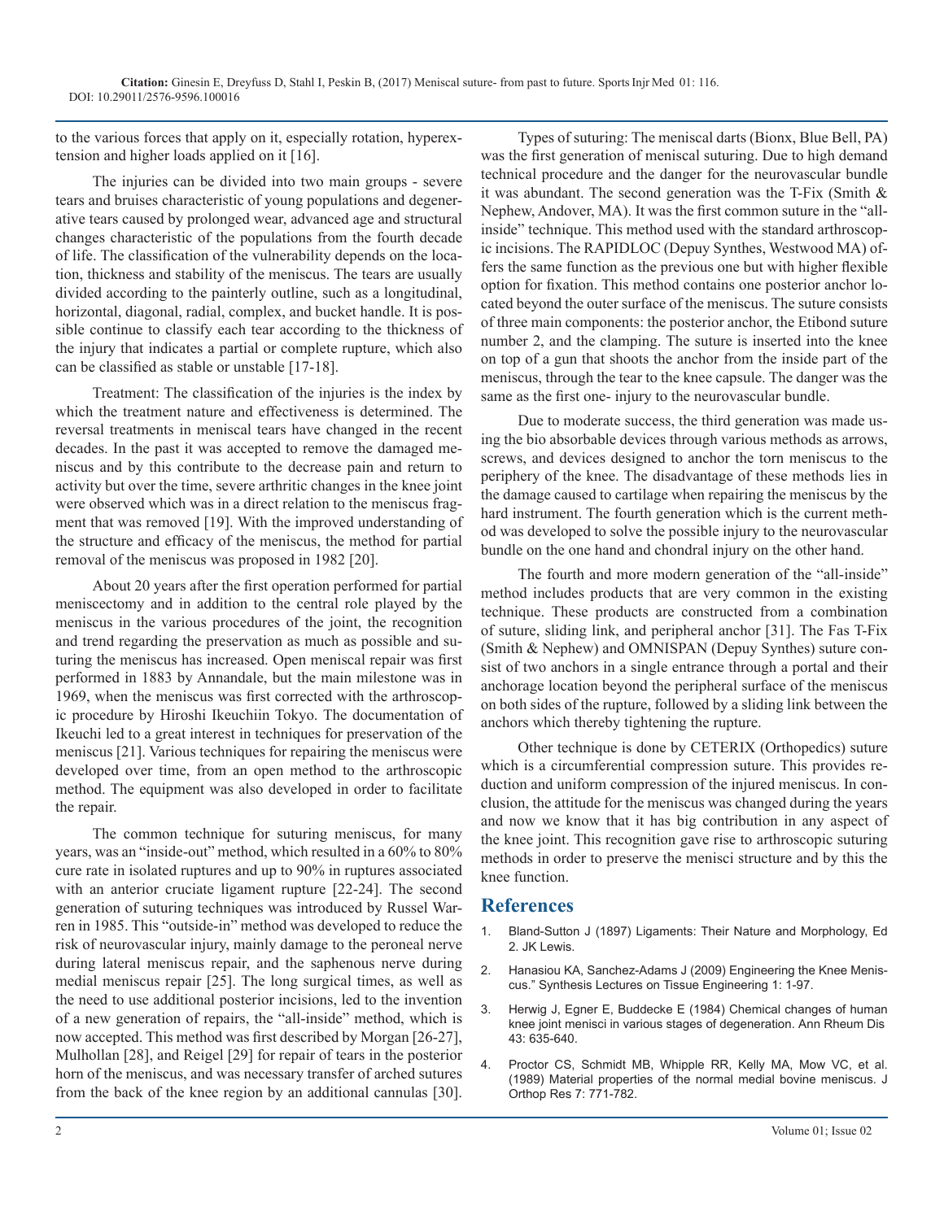to the various forces that apply on it, especially rotation, hyperextension and higher loads applied on it [16].

The injuries can be divided into two main groups - severe tears and bruises characteristic of young populations and degenerative tears caused by prolonged wear, advanced age and structural changes characteristic of the populations from the fourth decade of life. The classification of the vulnerability depends on the location, thickness and stability of the meniscus. The tears are usually divided according to the painterly outline, such as a longitudinal, horizontal, diagonal, radial, complex, and bucket handle. It is possible continue to classify each tear according to the thickness of the injury that indicates a partial or complete rupture, which also can be classified as stable or unstable [17-18].

Treatment: The classification of the injuries is the index by which the treatment nature and effectiveness is determined. The reversal treatments in meniscal tears have changed in the recent decades. In the past it was accepted to remove the damaged meniscus and by this contribute to the decrease pain and return to activity but over the time, severe arthritic changes in the knee joint were observed which was in a direct relation to the meniscus fragment that was removed [19]. With the improved understanding of the structure and efficacy of the meniscus, the method for partial removal of the meniscus was proposed in 1982 [20].

About 20 years after the first operation performed for partial meniscectomy and in addition to the central role played by the meniscus in the various procedures of the joint, the recognition and trend regarding the preservation as much as possible and suturing the meniscus has increased. Open meniscal repair was first performed in 1883 by Annandale, but the main milestone was in 1969, when the meniscus was first corrected with the arthroscopic procedure by Hiroshi Ikeuchiin Tokyo. The documentation of Ikeuchi led to a great interest in techniques for preservation of the meniscus [21]. Various techniques for repairing the meniscus were developed over time, from an open method to the arthroscopic method. The equipment was also developed in order to facilitate the repair.

The common technique for suturing meniscus, for many years, was an "inside-out" method, which resulted in a 60% to 80% cure rate in isolated ruptures and up to 90% in ruptures associated with an anterior cruciate ligament rupture [22-24]. The second generation of suturing techniques was introduced by Russel Warren in 1985. This "outside-in" method was developed to reduce the risk of neurovascular injury, mainly damage to the peroneal nerve during lateral meniscus repair, and the saphenous nerve during medial meniscus repair [25]. The long surgical times, as well as the need to use additional posterior incisions, led to the invention of a new generation of repairs, the "all-inside" method, which is now accepted. This method was first described by Morgan [26-27], Mulhollan [28], and Reigel [29] for repair of tears in the posterior horn of the meniscus, and was necessary transfer of arched sutures from the back of the knee region by an additional cannulas [30].

Types of suturing: The meniscal darts (Bionx, Blue Bell, PA) was the first generation of meniscal suturing. Due to high demand technical procedure and the danger for the neurovascular bundle it was abundant. The second generation was the T-Fix (Smith & Nephew, Andover, MA). It was the first common suture in the "all-inside" technique. This method used with the standard arthroscopic incisions. The RAPIDLOC (Depuy Synthes, Westwood MA) offers the same function as the previous one but with higher flexible option for fixation. This method contains one posterior anchor located beyond the outer surface of the meniscus. The suture consists of three main components: the posterior anchor, the Etibond suture number 2, and the clamping. The suture is inserted into the knee on top of a gun that shoots the anchor from the inside part of the meniscus, through the tear to the knee capsule. The danger was the same as the first one- injury to the neurovascular bundle.

Due to moderate success, the third generation was made using the bio absorbable devices through various methods as arrows, screws, and devices designed to anchor the torn meniscus to the periphery of the knee. The disadvantage of these methods lies in the damage caused to cartilage when repairing the meniscus by the hard instrument. The fourth generation which is the current method was developed to solve the possible injury to the neurovascular bundle on the one hand and chondral injury on the other hand.

The fourth and more modern generation of the "all-inside" method includes products that are very common in the existing technique. These products are constructed from a combination of suture, sliding link, and peripheral anchor [31]. The Fas T-Fix (Smith & Nephew) and OMNISPAN (Depuy Synthes) suture consist of two anchors in a single entrance through a portal and their anchorage location beyond the peripheral surface of the meniscus on both sides of the rupture, followed by a sliding link between the anchors which thereby tightening the rupture.

Other technique is done by CETERIX (Orthopedics) suture which is a circumferential compression suture. This provides reduction and uniform compression of the injured meniscus. In conclusion, the attitude for the meniscus was changed during the years and now we know that it has big contribution in any aspect of the knee joint. This recognition gave rise to arthroscopic suturing methods in order to preserve the menisci structure and by this the knee function.

## References

1. Bland-Sutton J (1897) Ligaments: Their Nature and Morphology, Ed 2. JK Lewis.
2. Hanasiou KA, Sanchez-Adams J (2009) Engineering the Knee Meniscus." Synthesis Lectures on Tissue Engineering 1: 1-97.
3. Herwig J, Egner E, Buddecke E (1984) Chemical changes of human knee joint menisci in various stages of degeneration. Ann Rheum Dis 43: 635-640.
4. Proctor CS, Schmidt MB, Whipple RR, Kelly MA, Mow VC, et al. (1989) Material properties of the normal medial bovine meniscus. J Orthop Res 7: 771-782.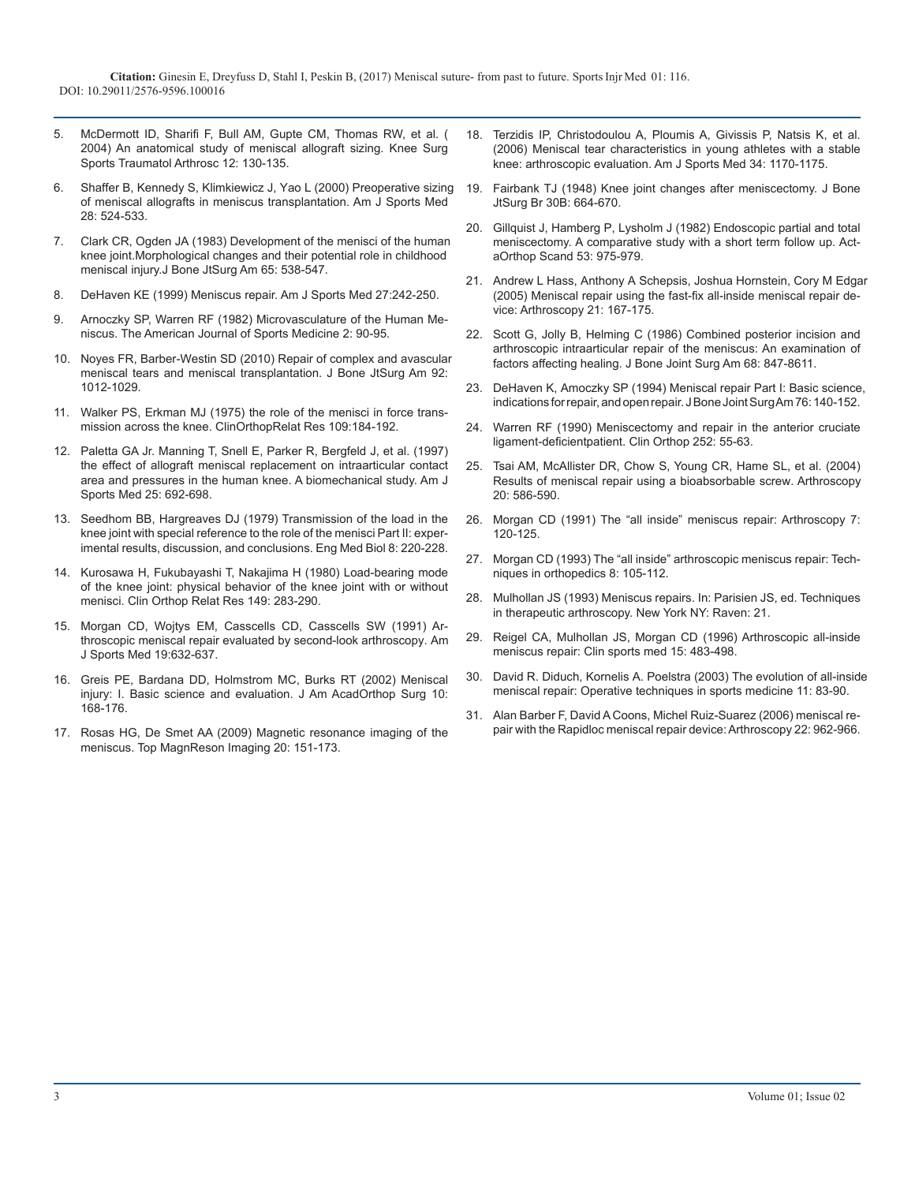5. McDermott ID, Sharifi F, Bull AM, Gupte CM, Thomas RW, et al. ( 2004) An anatomical study of meniscal allograft sizing. Knee Surg Sports Traumatol Arthrosc 12: 130-135.
6. Shaffer B, Kennedy S, Klimkiewicz J, Yao L (2000) Preoperative sizing of meniscal allografts in meniscus transplantation. Am J Sports Med 28: 524-533.
7. Clark CR, Ogden JA (1983) Development of the menisci of the human knee joint.Morphological changes and their potential role in childhood meniscal injury.J Bone JtSurg Am 65: 538-547.
8. DeHaven KE (1999) Meniscus repair. Am J Sports Med 27:242-250.
9. Arnoczky SP, Warren RF (1982) Microvasculature of the Human Meniscus. The American Journal of Sports Medicine 2: 90-95.
10. Noyes FR, Barber-Westin SD (2010) Repair of complex and avascular meniscal tears and meniscal transplantation. J Bone JtSurg Am 92: 1012-1029.
11. Walker PS, Erkman MJ (1975) the role of the menisci in force transmission across the knee. ClinOrthopRelat Res 109:184-192.
12. Paletta GA Jr. Manning T, Snell E, Parker R, Bergfeld J, et al. (1997) the effect of allograft meniscal replacement on intraarticular contact area and pressures in the human knee. A biomechanical study. Am J Sports Med 25: 692-698.
13. Seedhom BB, Hargreaves DJ (1979) Transmission of the load in the knee joint with special reference to the role of the menisci Part II: experimental results, discussion, and conclusions. Eng Med Biol 8: 220-228.
14. Kurosawa H, Fukubayashi T, Nakajima H (1980) Load-bearing mode of the knee joint: physical behavior of the knee joint with or without menisci. Clin Orthop Relat Res 149: 283-290.
15. Morgan CD, Wojtys EM, Casscells CD, Casscells SW (1991) Arthroscopic meniscal repair evaluated by second-look arthroscopy. Am J Sports Med 19:632-637.
16. Greis PE, Bardana DD, Holmstrom MC, Burks RT (2002) Meniscal injury: I. Basic science and evaluation. J Am AcadOrthop Surg 10: 168-176.
17. Rosas HG, De Smet AA (2009) Magnetic resonance imaging of the meniscus. Top MagnReson Imaging 20: 151-173.
18. Terzidis IP, Christodoulou A, Ploumis A, Givissis P, Natsis K, et al. (2006) Meniscal tear characteristics in young athletes with a stable knee: arthroscopic evaluation. Am J Sports Med 34: 1170-1175.
19. Fairbank TJ (1948) Knee joint changes after meniscectomy. J Bone JtSurg Br 30B: 664-670.
20. Gillquist J, Hamberg P, Lysholm J (1982) Endoscopic partial and total meniscectomy. A comparative study with a short term follow up. ActaOrthop Scand 53: 975-979.
21. Andrew L Hass, Anthony A Schepsis, Joshua Hornstein, Cory M Edgar (2005) Meniscal repair using the fast-fix all-inside meniscal repair device: Arthroscopy 21: 167-175.
22. Scott G, Jolly B, Helming C (1986) Combined posterior incision and arthroscopic intraarticular repair of the meniscus: An examination of factors affecting healing. J Bone Joint Surg Am 68: 847-8611.
23. DeHaven K, Amoczky SP (1994) Meniscal repair Part I: Basic science, indications for repair, and open repair. J Bone Joint Surg Am 76: 140-152.
24. Warren RF (1990) Meniscectomy and repair in the anterior cruciate ligament-deficientpatient. Clin Orthop 252: 55-63.
25. Tsai AM, McAllister DR, Chow S, Young CR, Hame SL, et al. (2004) Results of meniscal repair using a bioabsorbable screw. Arthroscopy 20: 586-590.
26. Morgan CD (1991) The “all inside” meniscus repair: Arthroscopy 7: 120-125.
27. Morgan CD (1993) The “all inside” arthroscopic meniscus repair: Techniques in orthopedics 8: 105-112.
28. Mulhollan JS (1993) Meniscus repairs. In: Parisien JS, ed. Techniques in therapeutic arthroscopy. New York NY: Raven: 21.
29. Reigel CA, Mulhollan JS, Morgan CD (1996) Arthroscopic all-inside meniscus repair: Clin sports med 15: 483-498.
30. David R. Diduch, Kornelis A. Poelstra (2003) The evolution of all-inside meniscal repair: Operative techniques in sports medicine 11: 83-90.
31. Alan Barber F, David A Coons, Michel Ruiz-Suarez (2006) meniscal repair with the Rapidloc meniscal repair device: Arthroscopy 22: 962-966.